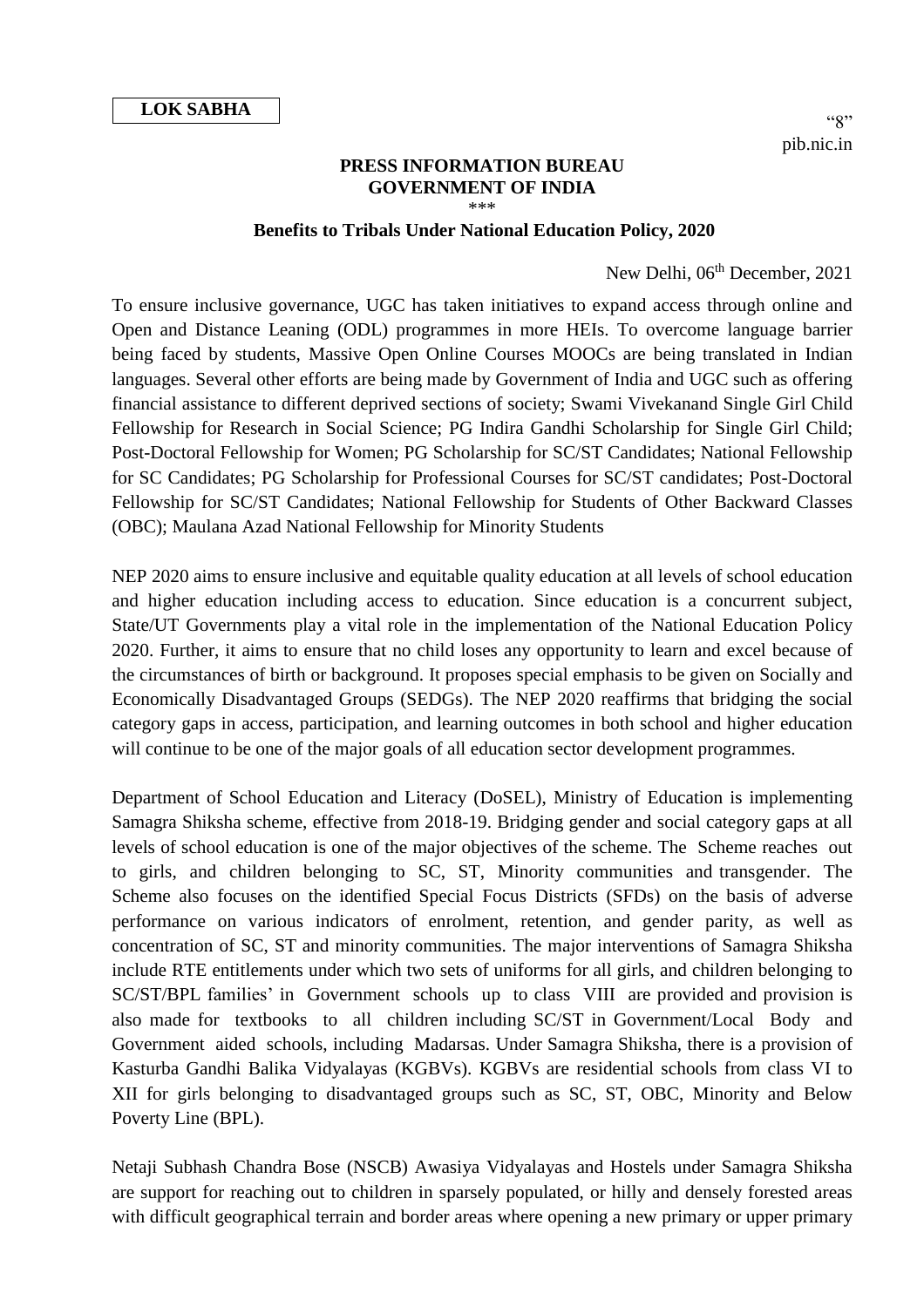**LOK SABHA**

"8"
pib.nic.in

**PRESS INFORMATION BUREAU**
**GOVERNMENT OF INDIA**
\*\*\*

**Benefits to Tribals Under National Education Policy, 2020**

New Delhi, 06th December, 2021

To ensure inclusive governance, UGC has taken initiatives to expand access through online and Open and Distance Leaning (ODL) programmes in more HEIs. To overcome language barrier being faced by students, Massive Open Online Courses MOOCs are being translated in Indian languages. Several other efforts are being made by Government of India and UGC such as offering financial assistance to different deprived sections of society; Swami Vivekanand Single Girl Child Fellowship for Research in Social Science; PG Indira Gandhi Scholarship for Single Girl Child; Post-Doctoral Fellowship for Women; PG Scholarship for SC/ST Candidates; National Fellowship for SC Candidates; PG Scholarship for Professional Courses for SC/ST candidates; Post-Doctoral Fellowship for SC/ST Candidates; National Fellowship for Students of Other Backward Classes (OBC); Maulana Azad National Fellowship for Minority Students

NEP 2020 aims to ensure inclusive and equitable quality education at all levels of school education and higher education including access to education. Since education is a concurrent subject, State/UT Governments play a vital role in the implementation of the National Education Policy 2020. Further, it aims to ensure that no child loses any opportunity to learn and excel because of the circumstances of birth or background. It proposes special emphasis to be given on Socially and Economically Disadvantaged Groups (SEDGs). The NEP 2020 reaffirms that bridging the social category gaps in access, participation, and learning outcomes in both school and higher education will continue to be one of the major goals of all education sector development programmes.

Department of School Education and Literacy (DoSEL), Ministry of Education is implementing Samagra Shiksha scheme, effective from 2018-19. Bridging gender and social category gaps at all levels of school education is one of the major objectives of the scheme. The Scheme reaches out to girls, and children belonging to SC, ST, Minority communities and transgender. The Scheme also focuses on the identified Special Focus Districts (SFDs) on the basis of adverse performance on various indicators of enrolment, retention, and gender parity, as well as concentration of SC, ST and minority communities. The major interventions of Samagra Shiksha include RTE entitlements under which two sets of uniforms for all girls, and children belonging to SC/ST/BPL families' in Government schools up to class VIII are provided and provision is also made for textbooks to all children including SC/ST in Government/Local Body and Government aided schools, including Madarsas. Under Samagra Shiksha, there is a provision of Kasturba Gandhi Balika Vidyalayas (KGBVs). KGBVs are residential schools from class VI to XII for girls belonging to disadvantaged groups such as SC, ST, OBC, Minority and Below Poverty Line (BPL).

Netaji Subhash Chandra Bose (NSCB) Awasiya Vidyalayas and Hostels under Samagra Shiksha are support for reaching out to children in sparsely populated, or hilly and densely forested areas with difficult geographical terrain and border areas where opening a new primary or upper primary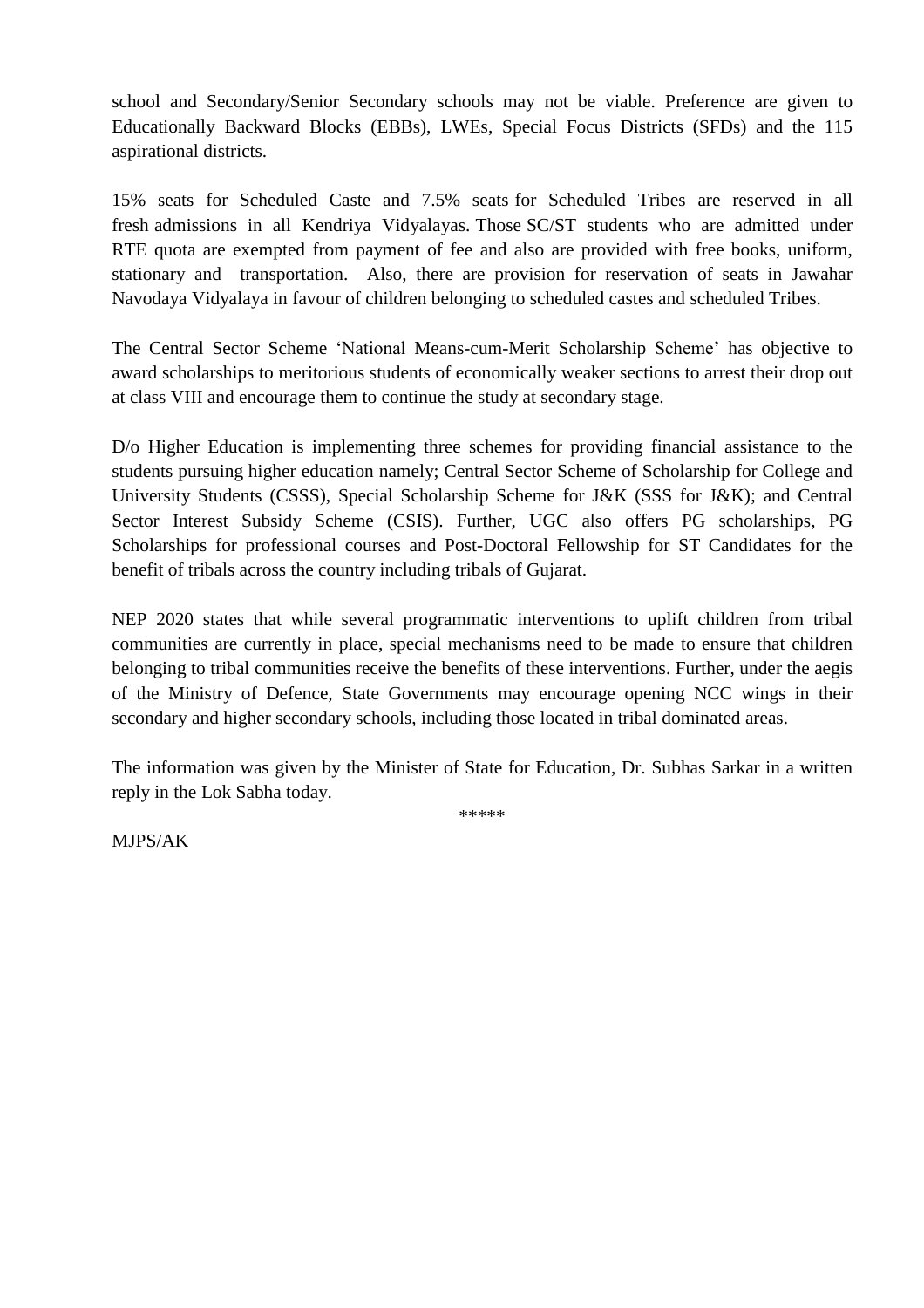school and Secondary/Senior Secondary schools may not be viable. Preference are given to Educationally Backward Blocks (EBBs), LWEs, Special Focus Districts (SFDs) and the 115 aspirational districts.

15% seats for Scheduled Caste and 7.5% seats for Scheduled Tribes are reserved in all fresh admissions in all Kendriya Vidyalayas. Those SC/ST students who are admitted under RTE quota are exempted from payment of fee and also are provided with free books, uniform, stationary and transportation. Also, there are provision for reservation of seats in Jawahar Navodaya Vidyalaya in favour of children belonging to scheduled castes and scheduled Tribes.

The Central Sector Scheme 'National Means-cum-Merit Scholarship Scheme' has objective to award scholarships to meritorious students of economically weaker sections to arrest their drop out at class VIII and encourage them to continue the study at secondary stage.

D/o Higher Education is implementing three schemes for providing financial assistance to the students pursuing higher education namely; Central Sector Scheme of Scholarship for College and University Students (CSSS), Special Scholarship Scheme for J&K (SSS for J&K); and Central Sector Interest Subsidy Scheme (CSIS). Further, UGC also offers PG scholarships, PG Scholarships for professional courses and Post-Doctoral Fellowship for ST Candidates for the benefit of tribals across the country including tribals of Gujarat.

NEP 2020 states that while several programmatic interventions to uplift children from tribal communities are currently in place, special mechanisms need to be made to ensure that children belonging to tribal communities receive the benefits of these interventions. Further, under the aegis of the Ministry of Defence, State Governments may encourage opening NCC wings in their secondary and higher secondary schools, including those located in tribal dominated areas.

The information was given by the Minister of State for Education, Dr. Subhas Sarkar in a written reply in the Lok Sabha today.

*****

MJPS/AK